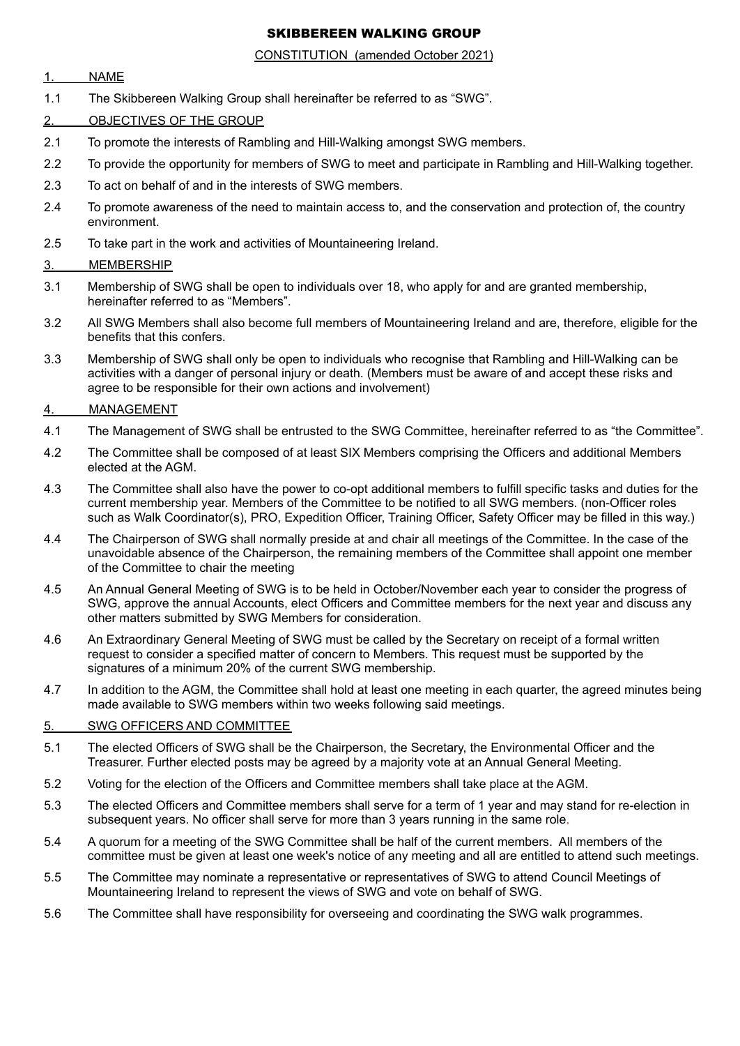# SKIBBEREEN WALKING GROUP

CONSTITUTION (amended October 2021)

## 1. NAME

1.1 The Skibbereen Walking Group shall hereinafter be referred to as "SWG".

## 2. OBJECTIVES OF THE GROUP

2.1 To promote the interests of Rambling and Hill-Walking amongst SWG members.

2.2 To provide the opportunity for members of SWG to meet and participate in Rambling and Hill-Walking together.

2.3 To act on behalf of and in the interests of SWG members.

2.4 To promote awareness of the need to maintain access to, and the conservation and protection of, the country environment.

2.5 To take part in the work and activities of Mountaineering Ireland.

## 3. MEMBERSHIP

3.1 Membership of SWG shall be open to individuals over 18, who apply for and are granted membership, hereinafter referred to as "Members".

3.2 All SWG Members shall also become full members of Mountaineering Ireland and are, therefore, eligible for the benefits that this confers.

3.3 Membership of SWG shall only be open to individuals who recognise that Rambling and Hill-Walking can be activities with a danger of personal injury or death. (Members must be aware of and accept these risks and agree to be responsible for their own actions and involvement)

## 4. MANAGEMENT

4.1 The Management of SWG shall be entrusted to the SWG Committee, hereinafter referred to as "the Committee".

4.2 The Committee shall be composed of at least SIX Members comprising the Officers and additional Members elected at the AGM.

4.3 The Committee shall also have the power to co-opt additional members to fulfill specific tasks and duties for the current membership year. Members of the Committee to be notified to all SWG members. (non-Officer roles such as Walk Coordinator(s), PRO, Expedition Officer, Training Officer, Safety Officer may be filled in this way.)

4.4 The Chairperson of SWG shall normally preside at and chair all meetings of the Committee. In the case of the unavoidable absence of the Chairperson, the remaining members of the Committee shall appoint one member of the Committee to chair the meeting

4.5 An Annual General Meeting of SWG is to be held in October/November each year to consider the progress of SWG, approve the annual Accounts, elect Officers and Committee members for the next year and discuss any other matters submitted by SWG Members for consideration.

4.6 An Extraordinary General Meeting of SWG must be called by the Secretary on receipt of a formal written request to consider a specified matter of concern to Members. This request must be supported by the signatures of a minimum 20% of the current SWG membership.

4.7 In addition to the AGM, the Committee shall hold at least one meeting in each quarter, the agreed minutes being made available to SWG members within two weeks following said meetings.

## 5. SWG OFFICERS AND COMMITTEE

5.1 The elected Officers of SWG shall be the Chairperson, the Secretary, the Environmental Officer and the Treasurer. Further elected posts may be agreed by a majority vote at an Annual General Meeting.

5.2 Voting for the election of the Officers and Committee members shall take place at the AGM.

5.3 The elected Officers and Committee members shall serve for a term of 1 year and may stand for re-election in subsequent years. No officer shall serve for more than 3 years running in the same role.

5.4 A quorum for a meeting of the SWG Committee shall be half of the current members. All members of the committee must be given at least one week's notice of any meeting and all are entitled to attend such meetings.

5.5 The Committee may nominate a representative or representatives of SWG to attend Council Meetings of Mountaineering Ireland to represent the views of SWG and vote on behalf of SWG.

5.6 The Committee shall have responsibility for overseeing and coordinating the SWG walk programmes.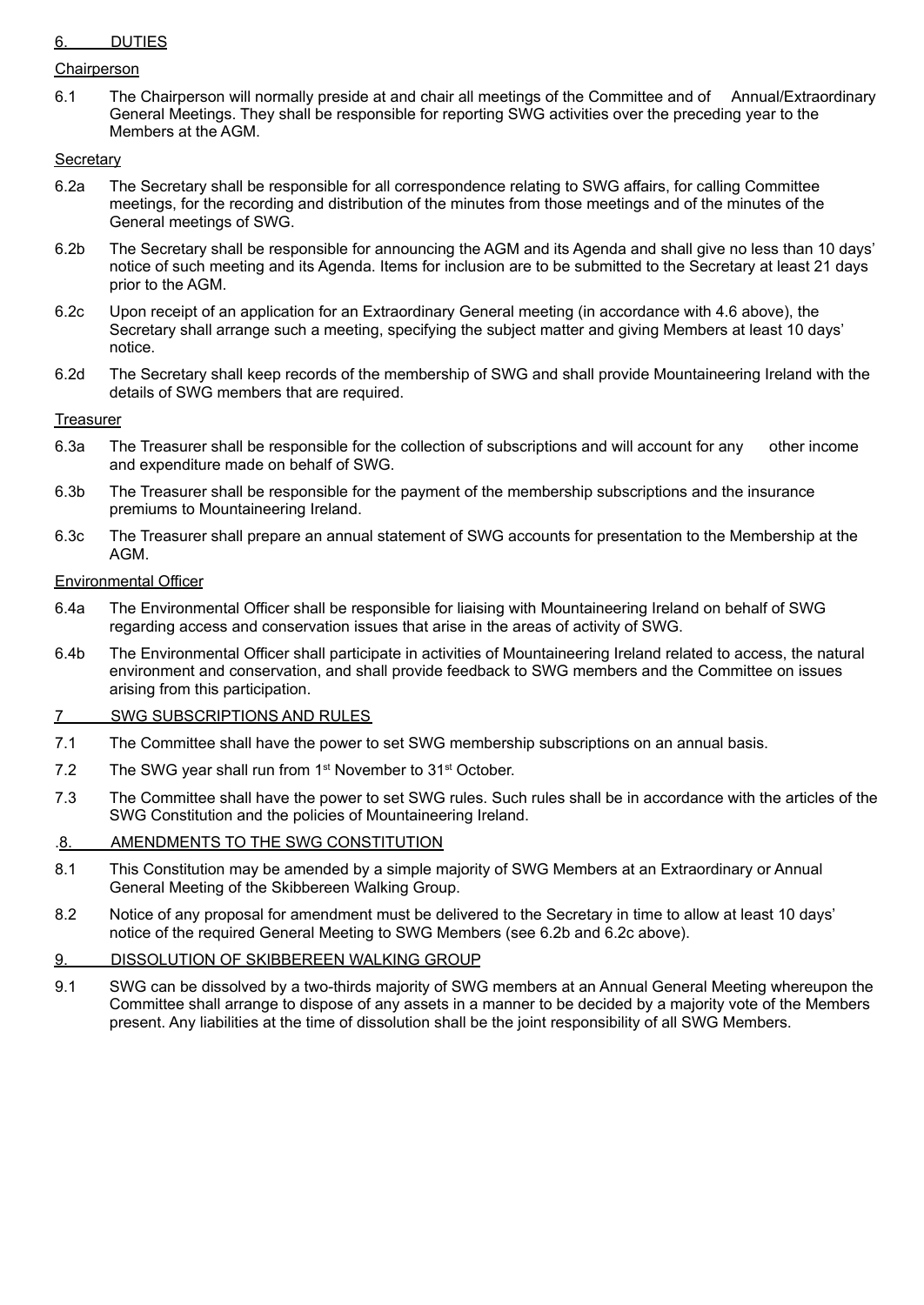## 6. DUTIES

### Chairperson

6.1 The Chairperson will normally preside at and chair all meetings of the Committee and of Annual/Extraordinary General Meetings. They shall be responsible for reporting SWG activities over the preceding year to the Members at the AGM.

### Secretary

6.2a The Secretary shall be responsible for all correspondence relating to SWG affairs, for calling Committee meetings, for the recording and distribution of the minutes from those meetings and of the minutes of the General meetings of SWG.

6.2b The Secretary shall be responsible for announcing the AGM and its Agenda and shall give no less than 10 days' notice of such meeting and its Agenda. Items for inclusion are to be submitted to the Secretary at least 21 days prior to the AGM.

6.2c Upon receipt of an application for an Extraordinary General meeting (in accordance with 4.6 above), the Secretary shall arrange such a meeting, specifying the subject matter and giving Members at least 10 days' notice.

6.2d The Secretary shall keep records of the membership of SWG and shall provide Mountaineering Ireland with the details of SWG members that are required.

### Treasurer

6.3a The Treasurer shall be responsible for the collection of subscriptions and will account for any other income and expenditure made on behalf of SWG.

6.3b The Treasurer shall be responsible for the payment of the membership subscriptions and the insurance premiums to Mountaineering Ireland.

6.3c The Treasurer shall prepare an annual statement of SWG accounts for presentation to the Membership at the AGM.

### Environmental Officer

6.4a The Environmental Officer shall be responsible for liaising with Mountaineering Ireland on behalf of SWG regarding access and conservation issues that arise in the areas of activity of SWG.

6.4b The Environmental Officer shall participate in activities of Mountaineering Ireland related to access, the natural environment and conservation, and shall provide feedback to SWG members and the Committee on issues arising from this participation.

## 7 SWG SUBSCRIPTIONS AND RULES

7.1 The Committee shall have the power to set SWG membership subscriptions on an annual basis.

7.2 The SWG year shall run from 1st November to 31st October.

7.3 The Committee shall have the power to set SWG rules. Such rules shall be in accordance with the articles of the SWG Constitution and the policies of Mountaineering Ireland.

## .8. AMENDMENTS TO THE SWG CONSTITUTION

8.1 This Constitution may be amended by a simple majority of SWG Members at an Extraordinary or Annual General Meeting of the Skibbereen Walking Group.

8.2 Notice of any proposal for amendment must be delivered to the Secretary in time to allow at least 10 days' notice of the required General Meeting to SWG Members (see 6.2b and 6.2c above).

## 9. DISSOLUTION OF SKIBBEREEN WALKING GROUP

9.1 SWG can be dissolved by a two-thirds majority of SWG members at an Annual General Meeting whereupon the Committee shall arrange to dispose of any assets in a manner to be decided by a majority vote of the Members present. Any liabilities at the time of dissolution shall be the joint responsibility of all SWG Members.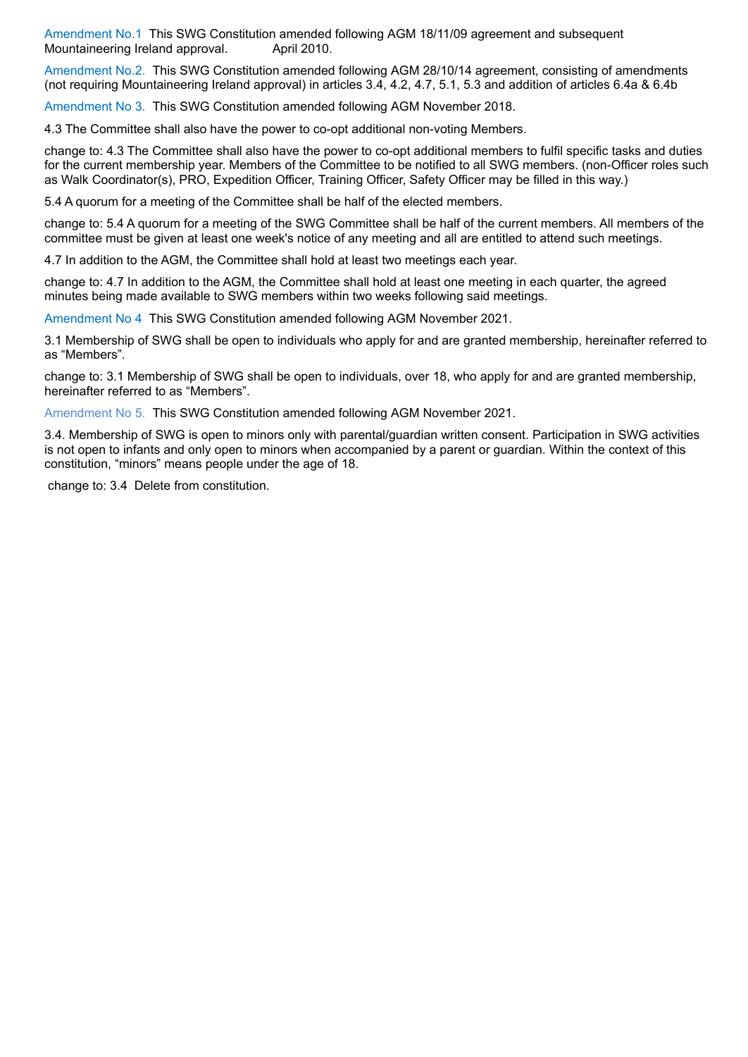Amendment No.1 This SWG Constitution amended following AGM 18/11/09 agreement and subsequent Mountaineering Ireland approval. April 2010.

Amendment No.2. This SWG Constitution amended following AGM 28/10/14 agreement, consisting of amendments (not requiring Mountaineering Ireland approval) in articles 3.4, 4.2, 4.7, 5.1, 5.3 and addition of articles 6.4a & 6.4b

Amendment No 3. This SWG Constitution amended following AGM November 2018.

4.3 The Committee shall also have the power to co-opt additional non-voting Members.

change to: 4.3 The Committee shall also have the power to co-opt additional members to fulfil specific tasks and duties for the current membership year. Members of the Committee to be notified to all SWG members. (non-Officer roles such as Walk Coordinator(s), PRO, Expedition Officer, Training Officer, Safety Officer may be filled in this way.)

5.4 A quorum for a meeting of the Committee shall be half of the elected members.

change to: 5.4 A quorum for a meeting of the SWG Committee shall be half of the current members. All members of the committee must be given at least one week's notice of any meeting and all are entitled to attend such meetings.

4.7 In addition to the AGM, the Committee shall hold at least two meetings each year.

change to: 4.7 In addition to the AGM, the Committee shall hold at least one meeting in each quarter, the agreed minutes being made available to SWG members within two weeks following said meetings.

Amendment No 4 This SWG Constitution amended following AGM November 2021.

3.1 Membership of SWG shall be open to individuals who apply for and are granted membership, hereinafter referred to as "Members".

change to: 3.1 Membership of SWG shall be open to individuals, over 18, who apply for and are granted membership, hereinafter referred to as "Members".

Amendment No 5. This SWG Constitution amended following AGM November 2021.

3.4. Membership of SWG is open to minors only with parental/guardian written consent. Participation in SWG activities is not open to infants and only open to minors when accompanied by a parent or guardian. Within the context of this constitution, "minors" means people under the age of 18.

change to: 3.4 Delete from constitution.